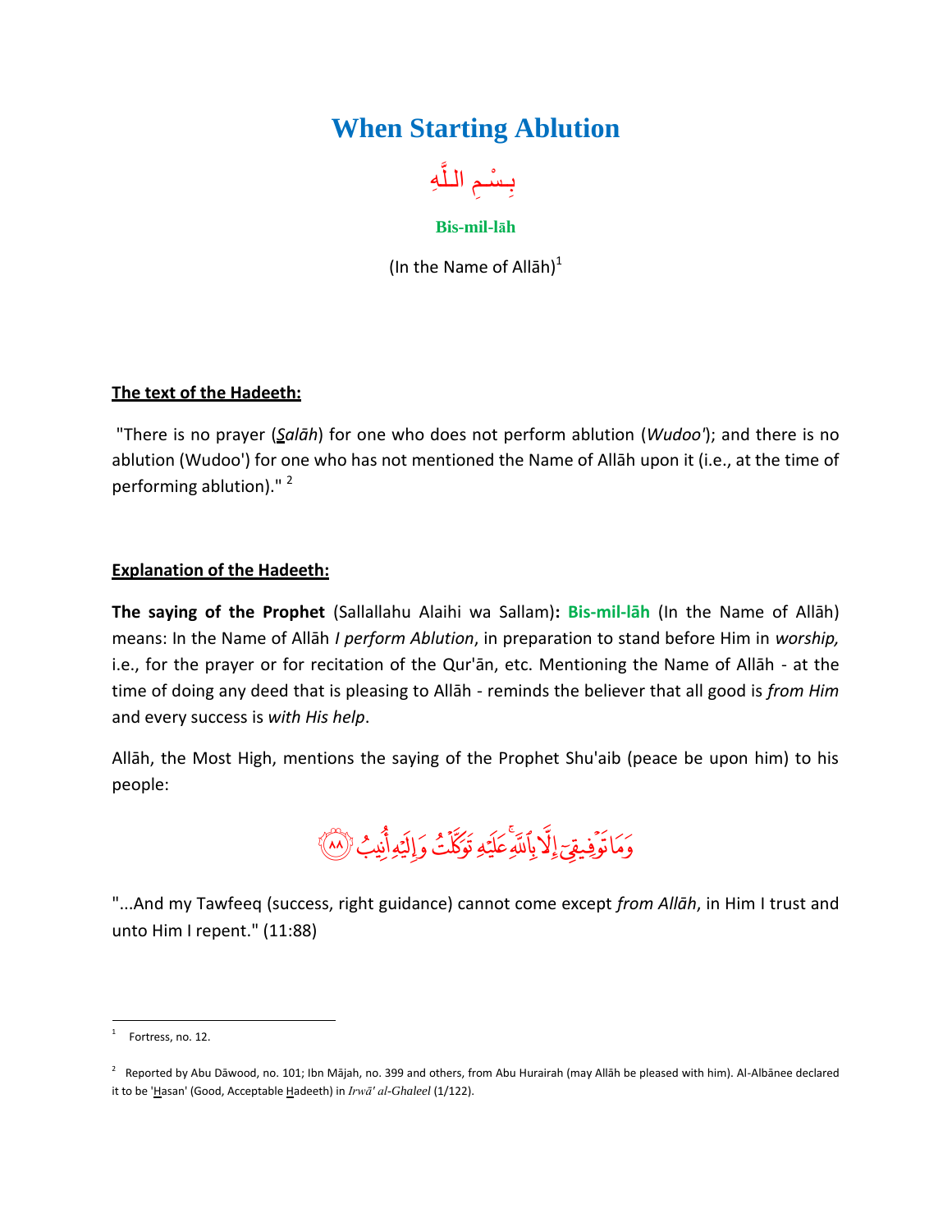# When Starting Ablution

بِسْمِ اللَّهِ

**Bis-mil-lāh**

(In the Name of Allāh)[1]

**The text of the Hadeeth:**

"There is no prayer (*Salāh*) for one who does not perform ablution (*Wudoo'*); and there is no ablution (Wudoo') for one who has not mentioned the Name of Allāh upon it (i.e., at the time of performing ablution)." [2]

**Explanation of the Hadeeth:**

**The saying of the Prophet** (Sallallahu Alaihi wa Sallam)**: Bis-mil-lāh** (In the Name of Allāh) means: In the Name of Allāh *I perform Ablution*, in preparation to stand before Him in *worship,* i.e., for the prayer or for recitation of the Qur'ān, etc. Mentioning the Name of Allāh - at the time of doing any deed that is pleasing to Allāh - reminds the believer that all good is *from Him* and every success is *with His help*.

Allāh, the Most High, mentions the saying of the Prophet Shu'aib (peace be upon him) to his people:

وَمَا تَوْفِيقِيٓ إِلَّا بِٱللَّهِۚ عَلَيْهِ تَوَكَّلْتُ وَإِلَيْهِ أُنِيبُ ﴿٨٨﴾

"...And my Tawfeeq (success, right guidance) cannot come except *from Allāh*, in Him I trust and unto Him I repent." (11:88)

---

[1] Fortress, no. 12.

[2] Reported by Abu Dāwood, no. 101; Ibn Mājah, no. 399 and others, from Abu Hurairah (may Allāh be pleased with him). Al-Albānee declared it to be 'Hasan' (Good, Acceptable Hadeeth) in *Irwā' al-Ghaleel* (1/122).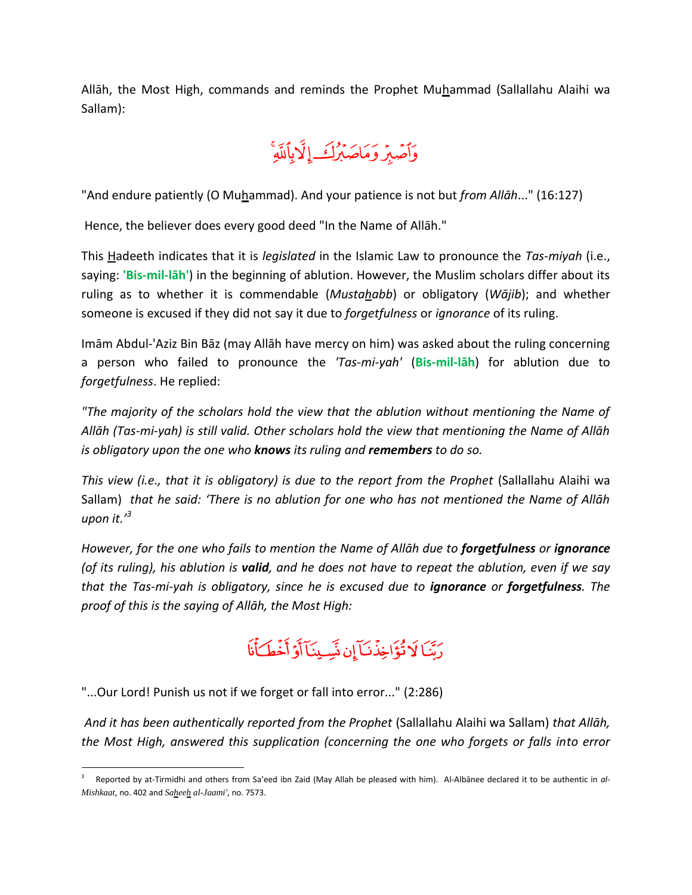Allāh, the Most High, commands and reminds the Prophet Muhammad (Sallallahu Alaihi wa Sallam):

وَٱصْبِرْ وَمَا صَبْرُكَ إِلَّا بِٱللَّهِ

"And endure patiently (O Muhammad). And your patience is not but *from Allāh*..." (16:127)

Hence, the believer does every good deed "In the Name of Allāh."

This Hadeeth indicates that it is *legislated* in the Islamic Law to pronounce the *Tas-miyah* (i.e., saying: **'Bis-mil-lāh'**) in the beginning of ablution. However, the Muslim scholars differ about its ruling as to whether it is commendable (*Mustahabb*) or obligatory (*Wājib*); and whether someone is excused if they did not say it due to *forgetfulness* or *ignorance* of its ruling.

Imām Abdul-'Aziz Bin Bāz (may Allāh have mercy on him) was asked about the ruling concerning a person who failed to pronounce the *'Tas-mi-yah'* (**Bis-mil-lāh**) for ablution due to *forgetfulness*. He replied:

*"The majority of the scholars hold the view that the ablution without mentioning the Name of Allāh (Tas-mi-yah) is still valid. Other scholars hold the view that mentioning the Name of Allāh is obligatory upon the one who **knows** its ruling and **remembers** to do so.*

*This view (i.e., that it is obligatory) is due to the report from the Prophet* (Sallallahu Alaihi wa Sallam) *that he said: 'There is no ablution for one who has not mentioned the Name of Allāh upon it.'*[3]

*However, for the one who fails to mention the Name of Allāh due to **forgetfulness** or **ignorance** (of its ruling), his ablution is **valid**, and he does not have to repeat the ablution, even if we say that the Tas-mi-yah is obligatory, since he is excused due to **ignorance** or **forgetfulness**. The proof of this is the saying of Allāh, the Most High:*

رَبَّنَا لَا تُؤَاخِذْنَآ إِن نَّسِينَآ أَوْ أَخْطَأْنَا

"...Our Lord! Punish us not if we forget or fall into error..." (2:286)

*And it has been authentically reported from the Prophet* (Sallallahu Alaihi wa Sallam) *that Allāh, the Most High, answered this supplication (concerning the one who forgets or falls into error*

---

[3] Reported by at-Tirmidhi and others from Sa'eed ibn Zaid (May Allah be pleased with him). Al-Albānee declared it to be authentic in *al-Mishkaat*, no. 402 and *Saheeh al-Jaami'*, no. 7573.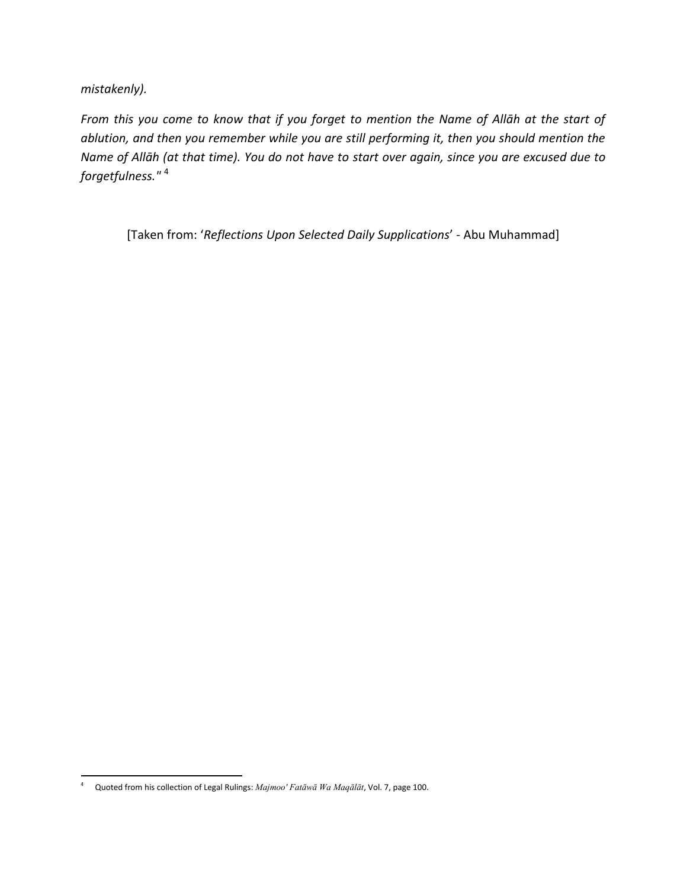*mistakenly).*

*From this you come to know that if you forget to mention the Name of Allāh at the start of ablution, and then you remember while you are still performing it, then you should mention the Name of Allāh (at that time). You do not have to start over again, since you are excused due to forgetfulness."* [4]

[Taken from: '*Reflections Upon Selected Daily Supplications*' - Abu Muhammad]

---

[4] Quoted from his collection of Legal Rulings: *Majmoo' Fatāwā Wa Maqālāt*, Vol. 7, page 100.